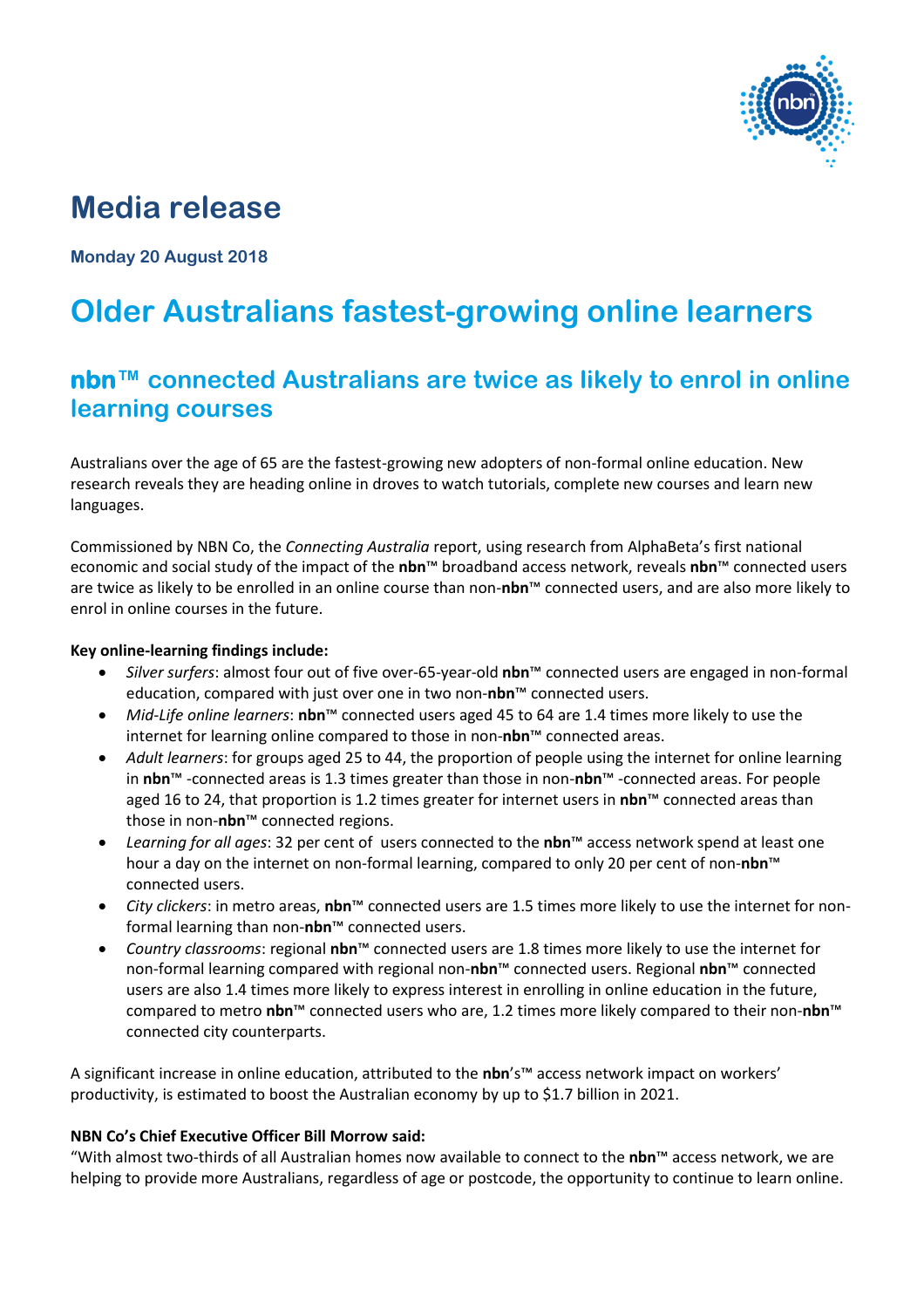# Media release

**Monday 20 August 2018**

# Older Australians fastest-growing online learners

## nbn™ connected Australians are twice as likely to enrol in online learning courses

Australians over the age of 65 are the fastest-growing new adopters of non-formal online education. New research reveals they are heading online in droves to watch tutorials, complete new courses and learn new languages.

Commissioned by NBN Co, the *Connecting Australia* report, using research from AlphaBeta's first national economic and social study of the impact of the **nbn**™ broadband access network, reveals **nbn**™ connected users are twice as likely to be enrolled in an online course than non-**nbn**™ connected users, and are also more likely to enrol in online courses in the future.

**Key online-learning findings include:**

- *Silver surfers*: almost four out of five over-65-year-old **nbn**™ connected users are engaged in non-formal education, compared with just over one in two non-**nbn**™ connected users.
- *Mid-Life online learners*: **nbn**™ connected users aged 45 to 64 are 1.4 times more likely to use the internet for learning online compared to those in non-**nbn**™ connected areas.
- *Adult learners*: for groups aged 25 to 44, the proportion of people using the internet for online learning in **nbn**™ -connected areas is 1.3 times greater than those in non-**nbn**™ -connected areas. For people aged 16 to 24, that proportion is 1.2 times greater for internet users in **nbn**™ connected areas than those in non-**nbn**™ connected regions.
- *Learning for all ages*: 32 per cent of users connected to the **nbn**™ access network spend at least one hour a day on the internet on non-formal learning, compared to only 20 per cent of non-**nbn**™ connected users.
- *City clickers*: in metro areas, **nbn**™ connected users are 1.5 times more likely to use the internet for non-formal learning than non-**nbn**™ connected users.
- *Country classrooms*: regional **nbn**™ connected users are 1.8 times more likely to use the internet for non-formal learning compared with regional non-**nbn**™ connected users. Regional **nbn**™ connected users are also 1.4 times more likely to express interest in enrolling in online education in the future, compared to metro **nbn**™ connected users who are, 1.2 times more likely compared to their non-**nbn**™ connected city counterparts.

A significant increase in online education, attributed to the **nbn**'s™ access network impact on workers' productivity, is estimated to boost the Australian economy by up to $1.7 billion in 2021.

**NBN Co's Chief Executive Officer Bill Morrow said:**
"With almost two-thirds of all Australian homes now available to connect to the **nbn**™ access network, we are helping to provide more Australians, regardless of age or postcode, the opportunity to continue to learn online.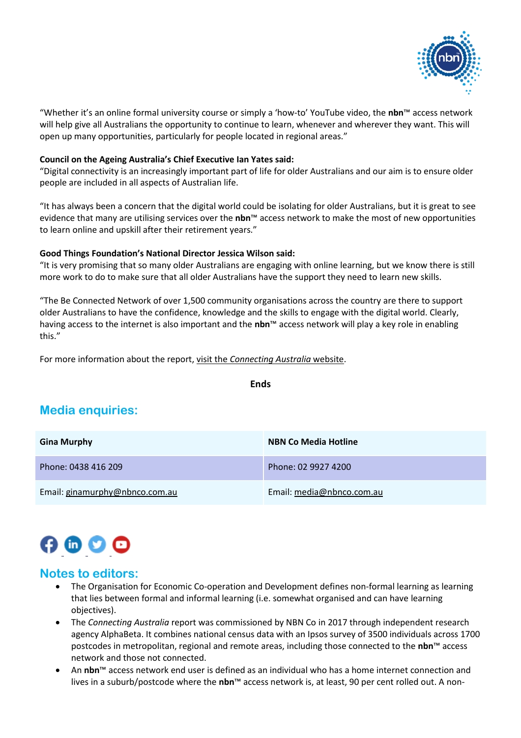"Whether it's an online formal university course or simply a 'how-to' YouTube video, the **nbn**™ access network will help give all Australians the opportunity to continue to learn, whenever and wherever they want. This will open up many opportunities, particularly for people located in regional areas."

**Council on the Ageing Australia's Chief Executive Ian Yates said:**
"Digital connectivity is an increasingly important part of life for older Australians and our aim is to ensure older people are included in all aspects of Australian life.

"It has always been a concern that the digital world could be isolating for older Australians, but it is great to see evidence that many are utilising services over the **nbn**™ access network to make the most of new opportunities to learn online and upskill after their retirement years."

**Good Things Foundation's National Director Jessica Wilson said:**
"It is very promising that so many older Australians are engaging with online learning, but we know there is still more work to do to make sure that all older Australians have the support they need to learn new skills.

"The Be Connected Network of over 1,500 community organisations across the country are there to support older Australians to have the confidence, knowledge and the skills to engage with the digital world. Clearly, having access to the internet is also important and the **nbn**™ access network will play a key role in enabling this."

For more information about the report, visit the *Connecting Australia* website.

**Ends**

## Media enquiries:

| Gina Murphy | NBN Co Media Hotline |
| --- | --- |
| Phone: 0438 416 209 | Phone: 02 9927 4200 |
| Email: ginamurphy@nbnco.com.au | Email: media@nbnco.com.au |

## Notes to editors:

- The Organisation for Economic Co-operation and Development defines non-formal learning as learning that lies between formal and informal learning (i.e. somewhat organised and can have learning objectives).
- The *Connecting Australia* report was commissioned by NBN Co in 2017 through independent research agency AlphaBeta. It combines national census data with an Ipsos survey of 3500 individuals across 1700 postcodes in metropolitan, regional and remote areas, including those connected to the **nbn**™ access network and those not connected.
- An **nbn**™ access network end user is defined as an individual who has a home internet connection and lives in a suburb/postcode where the **nbn**™ access network is, at least, 90 per cent rolled out. A non-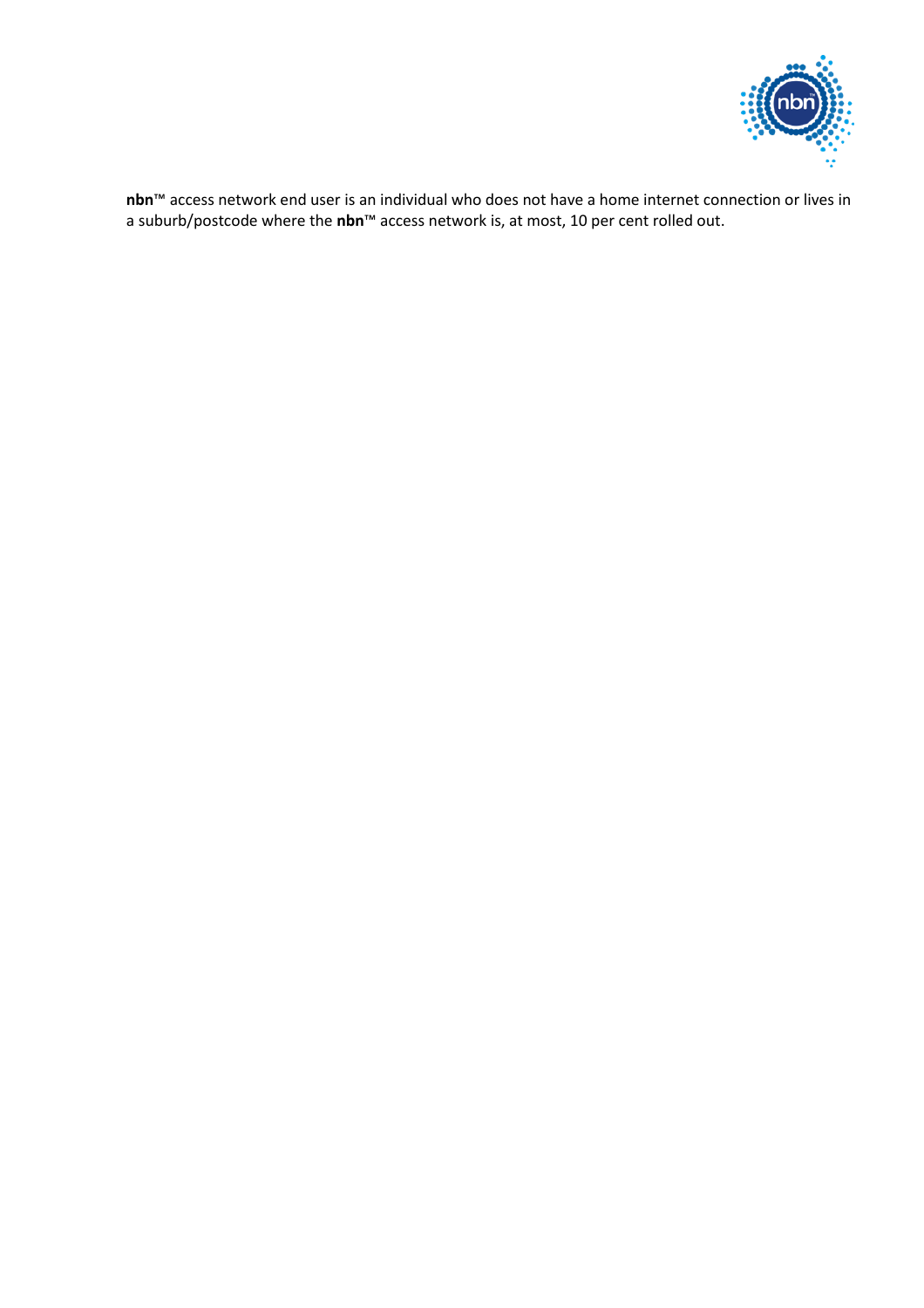**nbn**™ access network end user is an individual who does not have a home internet connection or lives in a suburb/postcode where the **nbn**™ access network is, at most, 10 per cent rolled out.